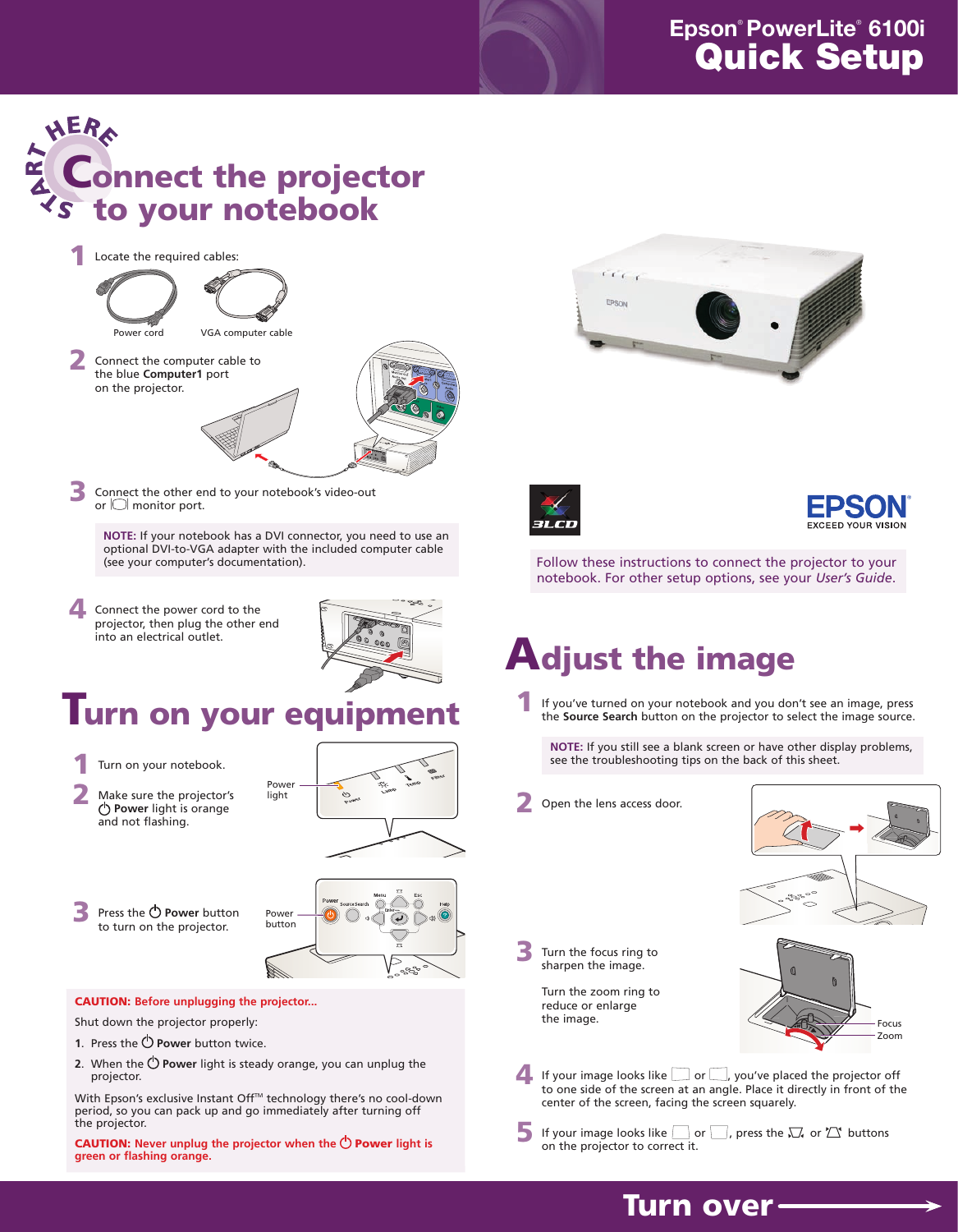# Epson® PowerLite® 6100i
# Quick Setup

## START HERE Connect the projector to your notebook

**1** Locate the required cables:

Power cord

VGA computer cable

**2** Connect the computer cable to the blue **Computer1** port on the projector.

**3** Connect the other end to your notebook's video-out or monitor port.

**NOTE:** If your notebook has a DVI connector, you need to use an optional DVI-to-VGA adapter with the included computer cable (see your computer's documentation).

**4** Connect the power cord to the projector, then plug the other end into an electrical outlet.

## Turn on your equipment

**1** Turn on your notebook.

**2** Make sure the projector's **Power** light is orange and not flashing.

Power light

**3** Press the **Power** button to turn on the projector.

Power button

**CAUTION: Before unplugging the projector...**

Shut down the projector properly:

1. Press the **Power** button twice.
2. When the **Power** light is steady orange, you can unplug the projector.

With Epson's exclusive Instant Off™ technology there's no cool-down period, so you can pack up and go immediately after turning off the projector.

**CAUTION: Never unplug the projector when the Power light is green or flashing orange.**

3LCD

EPSON EXCEED YOUR VISION

Follow these instructions to connect the projector to your notebook. For other setup options, see your *User's Guide*.

## Adjust the image

**1** If you've turned on your notebook and you don't see an image, press the **Source Search** button on the projector to select the image source.

**NOTE:** If you still see a blank screen or have other display problems, see the troubleshooting tips on the back of this sheet.

**2** Open the lens access door.

**3** Turn the focus ring to sharpen the image.

Turn the zoom ring to reduce or enlarge the image.

Focus

Zoom

**4** If your image looks like or , you've placed the projector off to one side of the screen at an angle. Place it directly in front of the center of the screen, facing the screen squarely.

**5** If your image looks like or , press the or buttons on the projector to correct it.

**Turn over**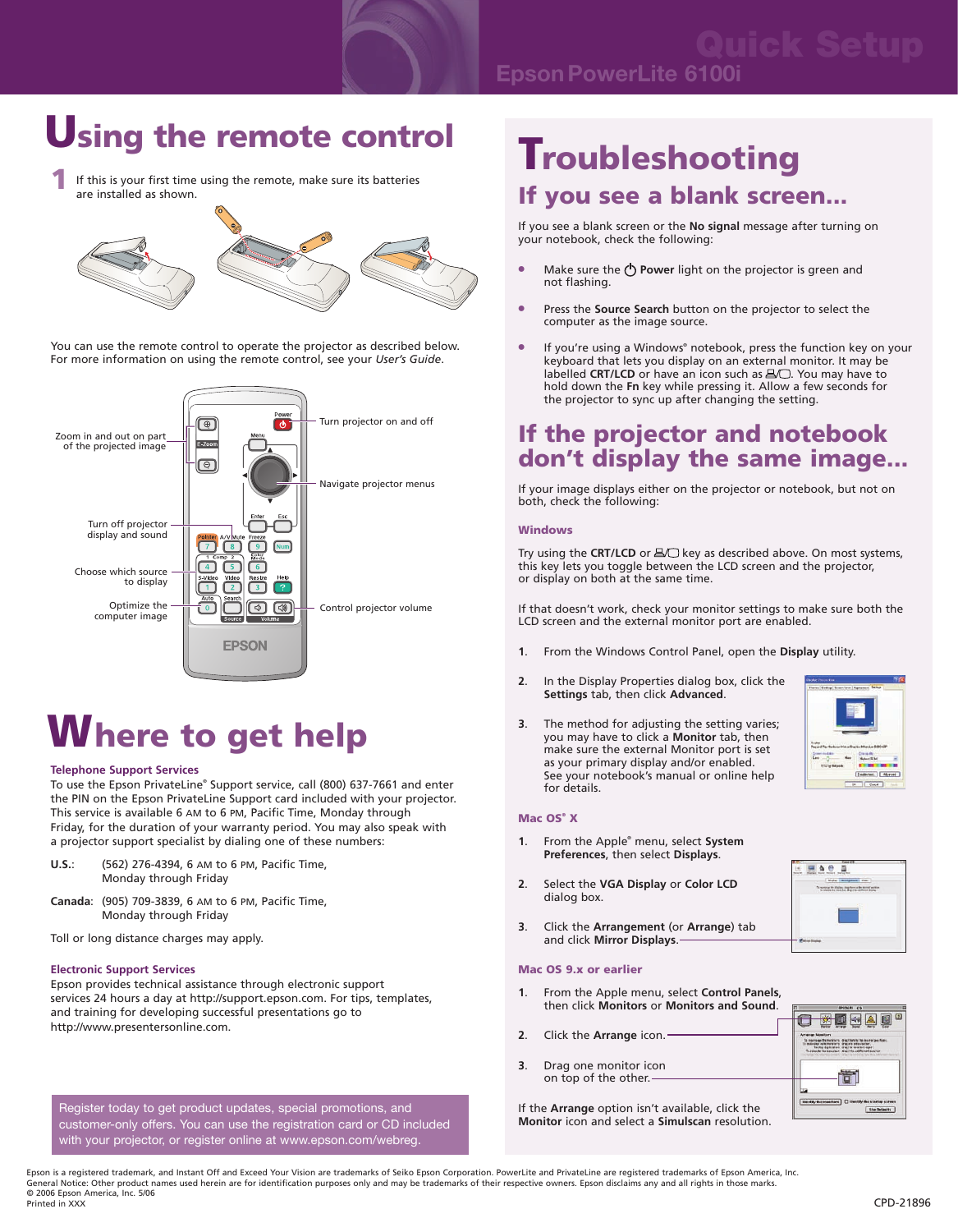# Using the remote control

1 If this is your first time using the remote, make sure its batteries are installed as shown.

You can use the remote control to operate the projector as described below. For more information on using the remote control, see your *User's Guide*.

Zoom in and out on part of the projected image

Turn off projector display and sound

Choose which source to display

Optimize the computer image

Turn projector on and off

Navigate projector menus

Control projector volume

# Where to get help

### Telephone Support Services

To use the Epson PrivateLine® Support service, call (800) 637-7661 and enter the PIN on the Epson PrivateLine Support card included with your projector. This service is available 6 AM to 6 PM, Pacific Time, Monday through Friday, for the duration of your warranty period. You may also speak with a projector support specialist by dialing one of these numbers:

**U.S.:** (562) 276-4394, 6 AM to 6 PM, Pacific Time, Monday through Friday

**Canada:** (905) 709-3839, 6 AM to 6 PM, Pacific Time, Monday through Friday

Toll or long distance charges may apply.

### Electronic Support Services

Epson provides technical assistance through electronic support services 24 hours a day at http://support.epson.com. For tips, templates, and training for developing successful presentations go to http://www.presentersonline.com.

Register today to get product updates, special promotions, and customer-only offers. You can use the registration card or CD included with your projector, or register online at www.epson.com/webreg.

# Troubleshooting

## If you see a blank screen...

If you see a blank screen or the **No signal** message after turning on your notebook, check the following:

- Make sure the ⏻ **Power** light on the projector is green and not flashing.
- Press the **Source Search** button on the projector to select the computer as the image source.
- If you're using a Windows® notebook, press the function key on your keyboard that lets you display on an external monitor. It may be labelled **CRT/LCD** or have an icon such as 🖳/▢. You may have to hold down the **Fn** key while pressing it. Allow a few seconds for the projector to sync up after changing the setting.

## If the projector and notebook don't display the same image...

If your image displays either on the projector or notebook, but not on both, check the following:

### Windows

Try using the **CRT/LCD** or 🖳/▢ key as described above. On most systems, this key lets you toggle between the LCD screen and the projector, or display on both at the same time.

If that doesn't work, check your monitor settings to make sure both the LCD screen and the external monitor port are enabled.

1. From the Windows Control Panel, open the **Display** utility.
2. In the Display Properties dialog box, click the **Settings** tab, then click **Advanced**.
3. The method for adjusting the setting varies; you may have to click a **Monitor** tab, then make sure the external Monitor port is set as your primary display and/or enabled. See your notebook's manual or online help for details.

### Mac OS® X

1. From the Apple® menu, select **System Preferences**, then select **Displays**.
2. Select the **VGA Display** or **Color LCD** dialog box.
3. Click the **Arrangement** (or **Arrange**) tab and click **Mirror Displays**.

### Mac OS 9.x or earlier

1. From the Apple menu, select **Control Panels**, then click **Monitors** or **Monitors and Sound**.
2. Click the **Arrange** icon.
3. Drag one monitor icon on top of the other.

If the **Arrange** option isn't available, click the **Monitor** icon and select a **Simulscan** resolution.

Epson is a registered trademark, and Instant Off and Exceed Your Vision are trademarks of Seiko Epson Corporation. PowerLite and PrivateLine are registered trademarks of Epson America, Inc.
General Notice: Other product names used herein are for identification purposes only and may be trademarks of their respective owners. Epson disclaims any and all rights in those marks.
© 2006 Epson America, Inc. 5/06
Printed in XXX

CPD-21896